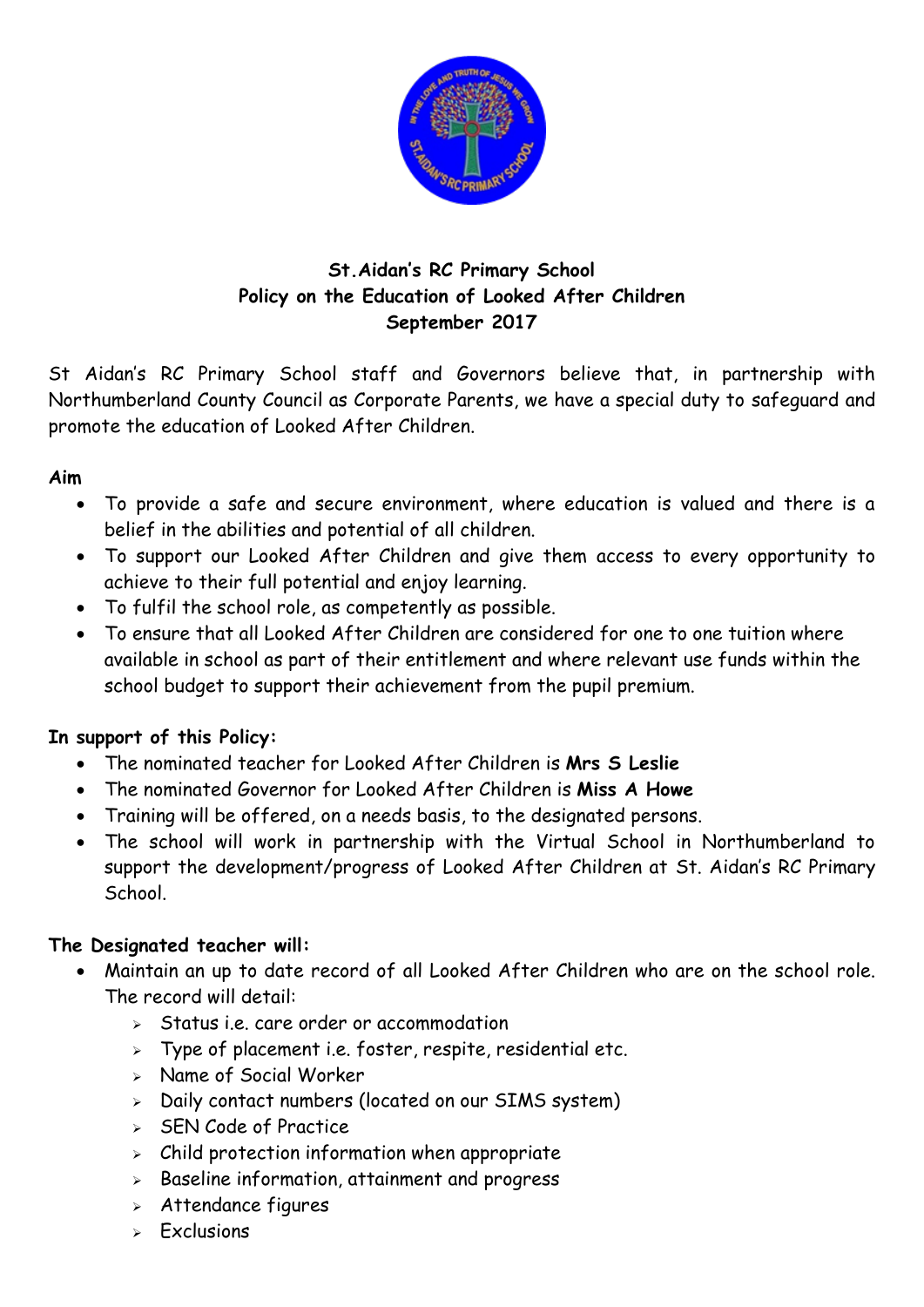**St.Aidan's RC Primary School**
**Policy on the Education of Looked After Children**
**September 2017**

St Aidan's RC Primary School staff and Governors believe that, in partnership with Northumberland County Council as Corporate Parents, we have a special duty to safeguard and promote the education of Looked After Children.

**Aim**

- To provide a safe and secure environment, where education is valued and there is a belief in the abilities and potential of all children.
- To support our Looked After Children and give them access to every opportunity to achieve to their full potential and enjoy learning.
- To fulfil the school role, as competently as possible.
- To ensure that all Looked After Children are considered for one to one tuition where available in school as part of their entitlement and where relevant use funds within the school budget to support their achievement from the pupil premium.

**In support of this Policy:**

- The nominated teacher for Looked After Children is **Mrs S Leslie**
- The nominated Governor for Looked After Children is **Miss A Howe**
- Training will be offered, on a needs basis, to the designated persons.
- The school will work in partnership with the Virtual School in Northumberland to support the development/progress of Looked After Children at St. Aidan's RC Primary School.

**The Designated teacher will:**

- Maintain an up to date record of all Looked After Children who are on the school role. The record will detail:
  - Status i.e. care order or accommodation
  - Type of placement i.e. foster, respite, residential etc.
  - Name of Social Worker
  - Daily contact numbers (located on our SIMS system)
  - SEN Code of Practice
  - Child protection information when appropriate
  - Baseline information, attainment and progress
  - Attendance figures
  - Exclusions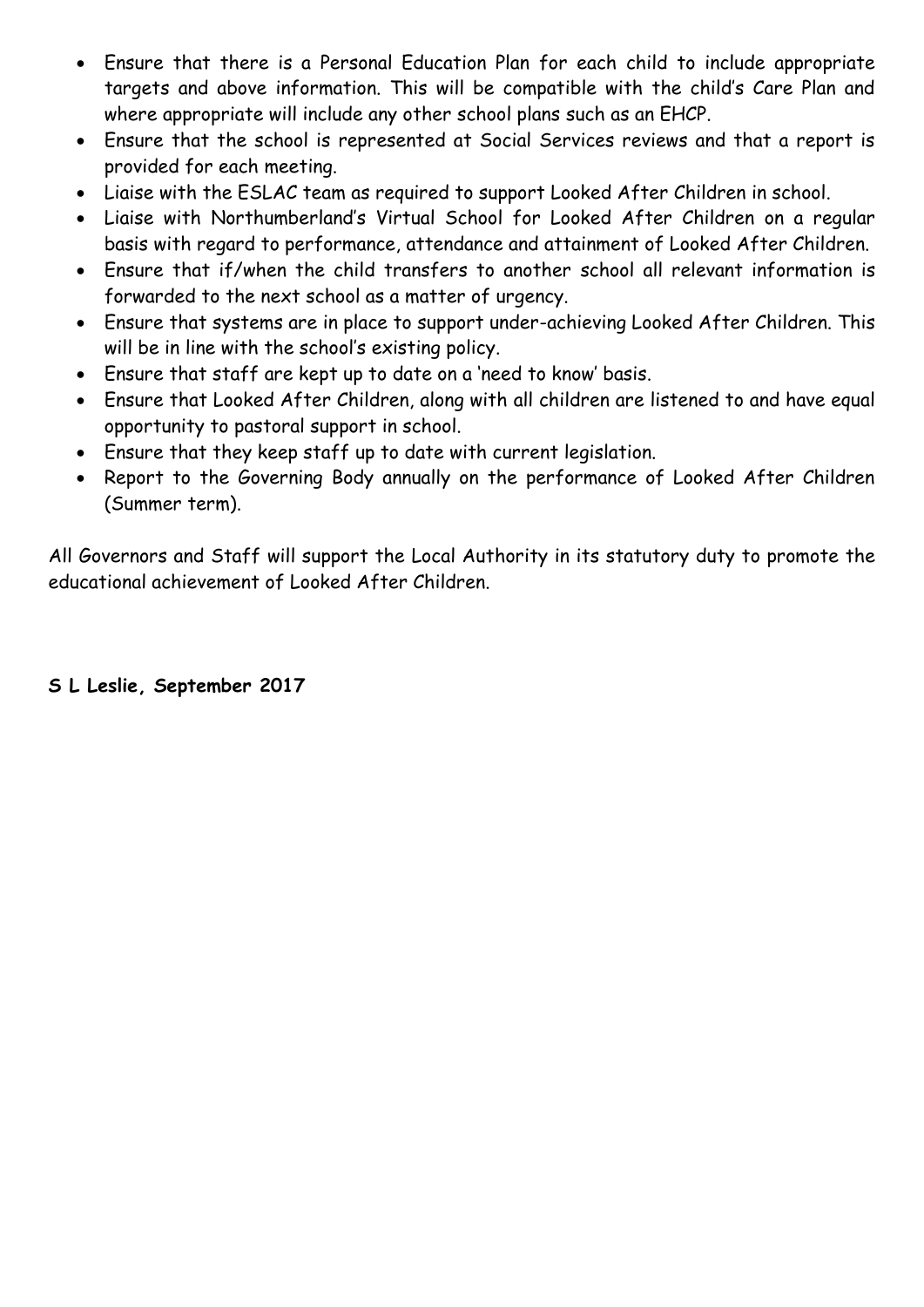- Ensure that there is a Personal Education Plan for each child to include appropriate targets and above information. This will be compatible with the child's Care Plan and where appropriate will include any other school plans such as an EHCP.
- Ensure that the school is represented at Social Services reviews and that a report is provided for each meeting.
- Liaise with the ESLAC team as required to support Looked After Children in school.
- Liaise with Northumberland's Virtual School for Looked After Children on a regular basis with regard to performance, attendance and attainment of Looked After Children.
- Ensure that if/when the child transfers to another school all relevant information is forwarded to the next school as a matter of urgency.
- Ensure that systems are in place to support under-achieving Looked After Children. This will be in line with the school's existing policy.
- Ensure that staff are kept up to date on a 'need to know' basis.
- Ensure that Looked After Children, along with all children are listened to and have equal opportunity to pastoral support in school.
- Ensure that they keep staff up to date with current legislation.
- Report to the Governing Body annually on the performance of Looked After Children (Summer term).

All Governors and Staff will support the Local Authority in its statutory duty to promote the educational achievement of Looked After Children.

**S L Leslie, September 2017**